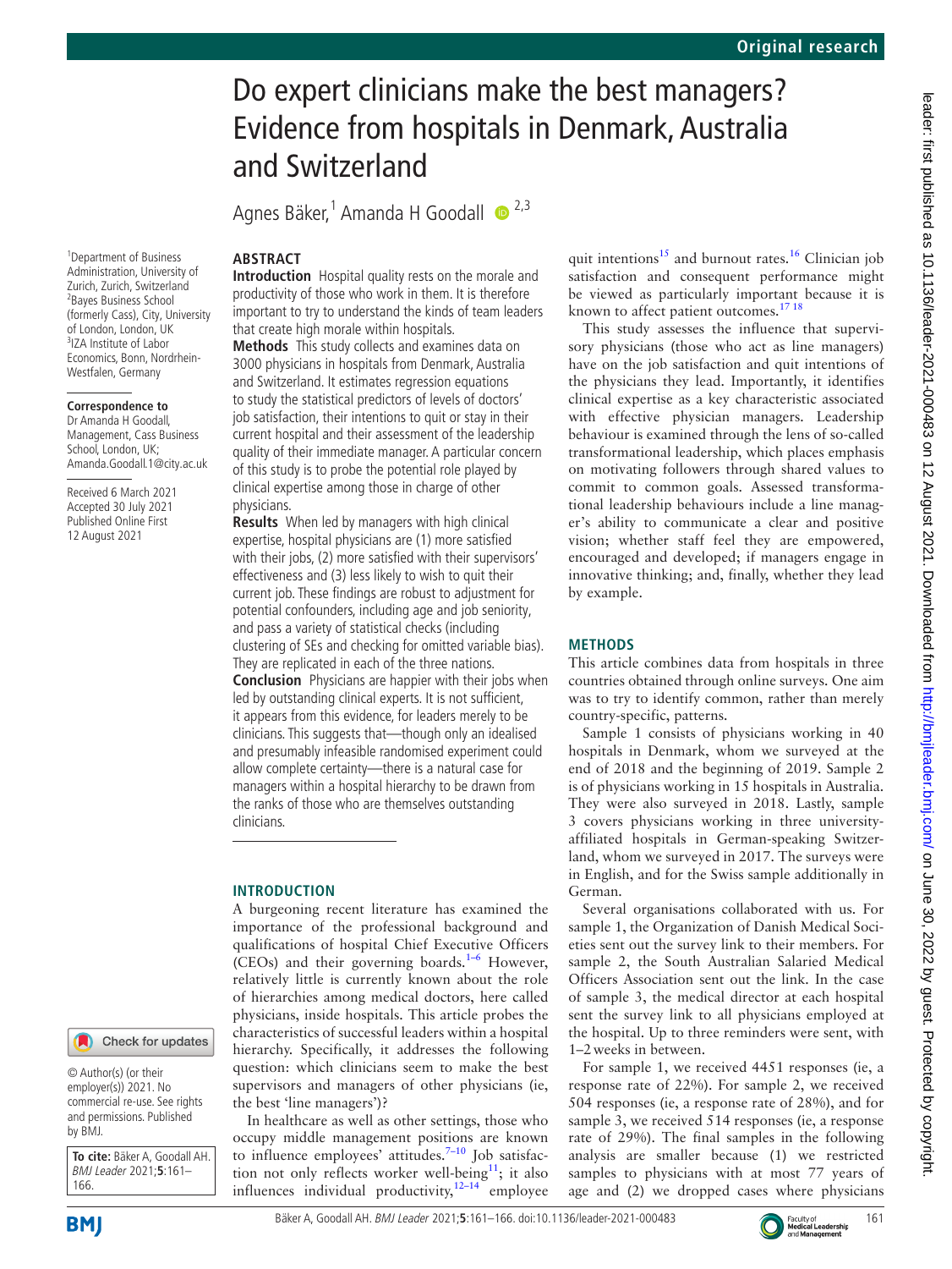# Do expert clinicians make the best managers? Evidence from hospitals in Denmark, Australia and Switzerland

Agnes Bäker,[1] Amanda H Goodall [2,3]

[1]Department of Business Administration, University of Zurich, Zurich, Switzerland
[2]Bayes Business School (formerly Cass), City, University of London, London, UK
[3]IZA Institute of Labor Economics, Bonn, Nordrhein-Westfalen, Germany

**Correspondence to**
Dr Amanda H Goodall, Management, Cass Business School, London, UK; Amanda.Goodall.1@city.ac.uk

Received 6 March 2021
Accepted 30 July 2021
Published Online First 12 August 2021

© Author(s) (or their employer(s)) 2021. No commercial re-use. See rights and permissions. Published by BMJ.

**To cite:** Bäker A, Goodall AH. *BMJ Leader* 2021;**5**:161–166.

## ABSTRACT

**Introduction** Hospital quality rests on the morale and productivity of those who work in them. It is therefore important to try to understand the kinds of team leaders that create high morale within hospitals.

**Methods** This study collects and examines data on 3000 physicians in hospitals from Denmark, Australia and Switzerland. It estimates regression equations to study the statistical predictors of levels of doctors' job satisfaction, their intentions to quit or stay in their current hospital and their assessment of the leadership quality of their immediate manager. A particular concern of this study is to probe the potential role played by clinical expertise among those in charge of other physicians.

**Results** When led by managers with high clinical expertise, hospital physicians are (1) more satisfied with their jobs, (2) more satisfied with their supervisors' effectiveness and (3) less likely to wish to quit their current job. These findings are robust to adjustment for potential confounders, including age and job seniority, and pass a variety of statistical checks (including clustering of SEs and checking for omitted variable bias). They are replicated in each of the three nations.

**Conclusion** Physicians are happier with their jobs when led by outstanding clinical experts. It is not sufficient, it appears from this evidence, for leaders merely to be clinicians. This suggests that—though only an idealised and presumably infeasible randomised experiment could allow complete certainty—there is a natural case for managers within a hospital hierarchy to be drawn from the ranks of those who are themselves outstanding clinicians.

## INTRODUCTION

A burgeoning recent literature has examined the importance of the professional background and qualifications of hospital Chief Executive Officers (CEOs) and their governing boards.[1–6] However, relatively little is currently known about the role of hierarchies among medical doctors, here called physicians, inside hospitals. This article probes the characteristics of successful leaders within a hospital hierarchy. Specifically, it addresses the following question: which clinicians seem to make the best supervisors and managers of other physicians (ie, the best 'line managers')?

In healthcare as well as other settings, those who occupy middle management positions are known to influence employees' attitudes.[7–10] Job satisfaction not only reflects worker well-being[11]; it also influences individual productivity,[12–14] employee quit intentions[15] and burnout rates.[16] Clinician job satisfaction and consequent performance might be viewed as particularly important because it is known to affect patient outcomes.[17,18]

This study assesses the influence that supervisory physicians (those who act as line managers) have on the job satisfaction and quit intentions of the physicians they lead. Importantly, it identifies clinical expertise as a key characteristic associated with effective physician managers. Leadership behaviour is examined through the lens of so-called transformational leadership, which places emphasis on motivating followers through shared values to commit to common goals. Assessed transformational leadership behaviours include a line manager's ability to communicate a clear and positive vision; whether staff feel they are empowered, encouraged and developed; if managers engage in innovative thinking; and, finally, whether they lead by example.

## METHODS

This article combines data from hospitals in three countries obtained through online surveys. One aim was to try to identify common, rather than merely country-specific, patterns.

Sample 1 consists of physicians working in 40 hospitals in Denmark, whom we surveyed at the end of 2018 and the beginning of 2019. Sample 2 is of physicians working in 15 hospitals in Australia. They were also surveyed in 2018. Lastly, sample 3 covers physicians working in three university-affiliated hospitals in German-speaking Switzerland, whom we surveyed in 2017. The surveys were in English, and for the Swiss sample additionally in German.

Several organisations collaborated with us. For sample 1, the Organization of Danish Medical Societies sent out the survey link to their members. For sample 2, the South Australian Salaried Medical Officers Association sent out the link. In the case of sample 3, the medical director at each hospital sent the survey link to all physicians employed at the hospital. Up to three reminders were sent, with 1–2 weeks in between.

For sample 1, we received 4451 responses (ie, a response rate of 22%). For sample 2, we received 504 responses (ie, a response rate of 28%), and for sample 3, we received 514 responses (ie, a response rate of 29%). The final samples in the following analysis are smaller because (1) we restricted samples to physicians with at most 77 years of age and (2) we dropped cases where physicians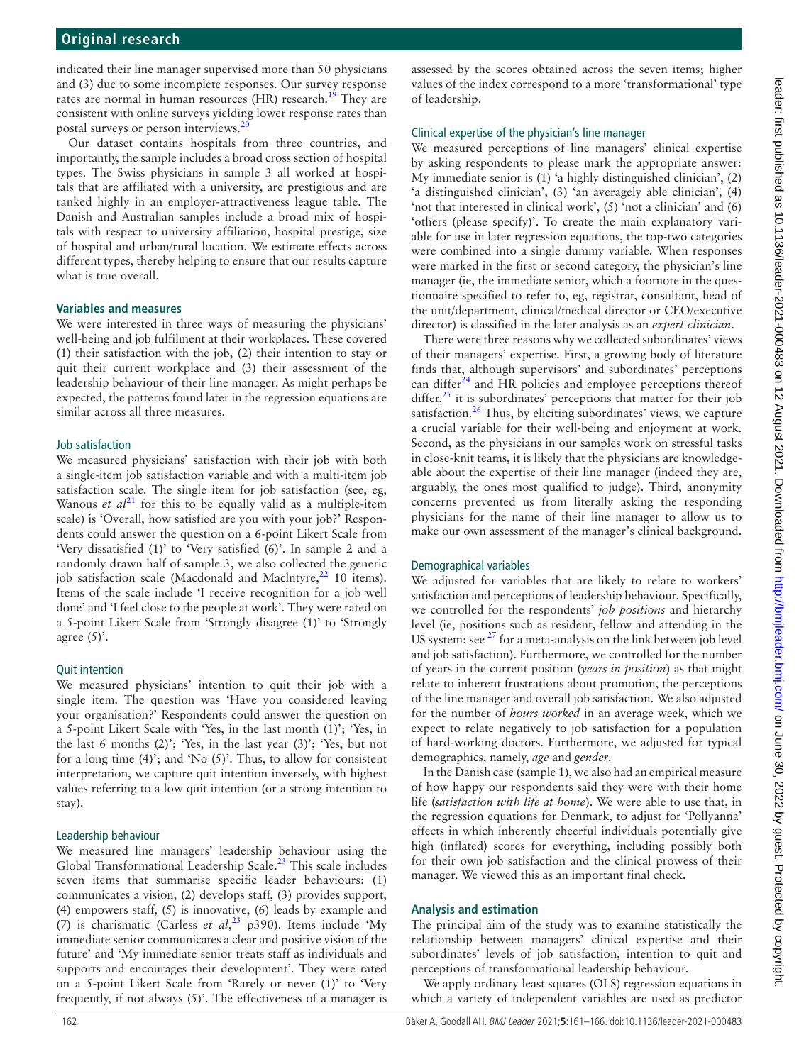indicated their line manager supervised more than 50 physicians and (3) due to some incomplete responses. Our survey response rates are normal in human resources (HR) research.[19] They are consistent with online surveys yielding lower response rates than postal surveys or person interviews.[20]

Our dataset contains hospitals from three countries, and importantly, the sample includes a broad cross section of hospital types. The Swiss physicians in sample 3 all worked at hospitals that are affiliated with a university, are prestigious and are ranked highly in an employer-attractiveness league table. The Danish and Australian samples include a broad mix of hospitals with respect to university affiliation, hospital prestige, size of hospital and urban/rural location. We estimate effects across different types, thereby helping to ensure that our results capture what is true overall.

### Variables and measures

We were interested in three ways of measuring the physicians' well-being and job fulfilment at their workplaces. These covered (1) their satisfaction with the job, (2) their intention to stay or quit their current workplace and (3) their assessment of the leadership behaviour of their line manager. As might perhaps be expected, the patterns found later in the regression equations are similar across all three measures.

#### Job satisfaction

We measured physicians' satisfaction with their job with both a single-item job satisfaction variable and with a multi-item job satisfaction scale. The single item for job satisfaction (see, eg, Wanous *et al*[21] for this to be equally valid as a multiple-item scale) is 'Overall, how satisfied are you with your job?' Respondents could answer the question on a 6-point Likert Scale from 'Very dissatisfied (1)' to 'Very satisfied (6)'. In sample 2 and a randomly drawn half of sample 3, we also collected the generic job satisfaction scale (Macdonald and MacIntyre,[22] 10 items). Items of the scale include 'I receive recognition for a job well done' and 'I feel close to the people at work'. They were rated on a 5-point Likert Scale from 'Strongly disagree (1)' to 'Strongly agree (5)'.

#### Quit intention

We measured physicians' intention to quit their job with a single item. The question was 'Have you considered leaving your organisation?' Respondents could answer the question on a 5-point Likert Scale with 'Yes, in the last month (1)'; 'Yes, in the last 6 months (2)'; 'Yes, in the last year (3)'; 'Yes, but not for a long time (4)'; and 'No (5)'. Thus, to allow for consistent interpretation, we capture quit intention inversely, with highest values referring to a low quit intention (or a strong intention to stay).

#### Leadership behaviour

We measured line managers' leadership behaviour using the Global Transformational Leadership Scale.[23] This scale includes seven items that summarise specific leader behaviours: (1) communicates a vision, (2) develops staff, (3) provides support, (4) empowers staff, (5) is innovative, (6) leads by example and (7) is charismatic (Carless *et al*,[23] p390). Items include 'My immediate senior communicates a clear and positive vision of the future' and 'My immediate senior treats staff as individuals and supports and encourages their development'. They were rated on a 5-point Likert Scale from 'Rarely or never (1)' to 'Very frequently, if not always (5)'. The effectiveness of a manager is assessed by the scores obtained across the seven items; higher values of the index correspond to a more 'transformational' type of leadership.

#### Clinical expertise of the physician's line manager

We measured perceptions of line managers' clinical expertise by asking respondents to please mark the appropriate answer: My immediate senior is (1) 'a highly distinguished clinician', (2) 'a distinguished clinician', (3) 'an averagely able clinician', (4) 'not that interested in clinical work', (5) 'not a clinician' and (6) 'others (please specify)'. To create the main explanatory variable for use in later regression equations, the top-two categories were combined into a single dummy variable. When responses were marked in the first or second category, the physician's line manager (ie, the immediate senior, which a footnote in the questionnaire specified to refer to, eg, registrar, consultant, head of the unit/department, clinical/medical director or CEO/executive director) is classified in the later analysis as an *expert clinician*.

There were three reasons why we collected subordinates' views of their managers' expertise. First, a growing body of literature finds that, although supervisors' and subordinates' perceptions can differ[24] and HR policies and employee perceptions thereof differ,[25] it is subordinates' perceptions that matter for their job satisfaction.[26] Thus, by eliciting subordinates' views, we capture a crucial variable for their well-being and enjoyment at work. Second, as the physicians in our samples work on stressful tasks in close-knit teams, it is likely that the physicians are knowledgeable about the expertise of their line manager (indeed they are, arguably, the ones most qualified to judge). Third, anonymity concerns prevented us from literally asking the responding physicians for the name of their line manager to allow us to make our own assessment of the manager's clinical background.

#### Demographical variables

We adjusted for variables that are likely to relate to workers' satisfaction and perceptions of leadership behaviour. Specifically, we controlled for the respondents' *job positions* and hierarchy level (ie, positions such as resident, fellow and attending in the US system; see [27] for a meta-analysis on the link between job level and job satisfaction). Furthermore, we controlled for the number of years in the current position (*years in position*) as that might relate to inherent frustrations about promotion, the perceptions of the line manager and overall job satisfaction. We also adjusted for the number of *hours worked* in an average week, which we expect to relate negatively to job satisfaction for a population of hard-working doctors. Furthermore, we adjusted for typical demographics, namely, *age* and *gender*.

In the Danish case (sample 1), we also had an empirical measure of how happy our respondents said they were with their home life (*satisfaction with life at home*). We were able to use that, in the regression equations for Denmark, to adjust for 'Pollyanna' effects in which inherently cheerful individuals potentially give high (inflated) scores for everything, including possibly both for their own job satisfaction and the clinical prowess of their manager. We viewed this as an important final check.

### Analysis and estimation

The principal aim of the study was to examine statistically the relationship between managers' clinical expertise and their subordinates' levels of job satisfaction, intention to quit and perceptions of transformational leadership behaviour.

We apply ordinary least squares (OLS) regression equations in which a variety of independent variables are used as predictor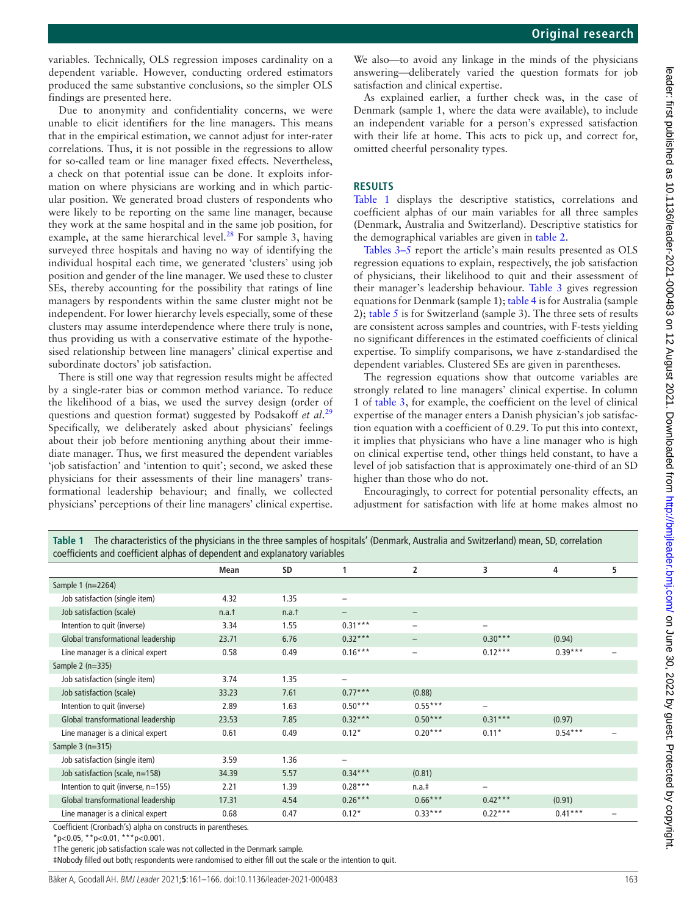variables. Technically, OLS regression imposes cardinality on a dependent variable. However, conducting ordered estimators produced the same substantive conclusions, so the simpler OLS findings are presented here.

Due to anonymity and confidentiality concerns, we were unable to elicit identifiers for the line managers. This means that in the empirical estimation, we cannot adjust for inter-rater correlations. Thus, it is not possible in the regressions to allow for so-called team or line manager fixed effects. Nevertheless, a check on that potential issue can be done. It exploits information on where physicians are working and in which particular position. We generated broad clusters of respondents who were likely to be reporting on the same line manager, because they work at the same hospital and in the same job position, for example, at the same hierarchical level.[28] For sample 3, having surveyed three hospitals and having no way of identifying the individual hospital each time, we generated 'clusters' using job position and gender of the line manager. We used these to cluster SEs, thereby accounting for the possibility that ratings of line managers by respondents within the same cluster might not be independent. For lower hierarchy levels especially, some of these clusters may assume interdependence where there truly is none, thus providing us with a conservative estimate of the hypothesised relationship between line managers' clinical expertise and subordinate doctors' job satisfaction.

There is still one way that regression results might be affected by a single-rater bias or common method variance. To reduce the likelihood of a bias, we used the survey design (order of questions and question format) suggested by Podsakoff *et al*.[29] Specifically, we deliberately asked about physicians' feelings about their job before mentioning anything about their immediate manager. Thus, we first measured the dependent variables 'job satisfaction' and 'intention to quit'; second, we asked these physicians for their assessments of their line managers' transformational leadership behaviour; and finally, we collected physicians' perceptions of their line managers' clinical expertise. We also—to avoid any linkage in the minds of the physicians answering—deliberately varied the question formats for job satisfaction and clinical expertise.

As explained earlier, a further check was, in the case of Denmark (sample 1, where the data were available), to include an independent variable for a person's expressed satisfaction with their life at home. This acts to pick up, and correct for, omitted cheerful personality types.

## RESULTS

Table 1 displays the descriptive statistics, correlations and coefficient alphas of our main variables for all three samples (Denmark, Australia and Switzerland). Descriptive statistics for the demographical variables are given in table 2.

Tables 3–5 report the article's main results presented as OLS regression equations to explain, respectively, the job satisfaction of physicians, their likelihood to quit and their assessment of their manager's leadership behaviour. Table 3 gives regression equations for Denmark (sample 1); table 4 is for Australia (sample 2); table 5 is for Switzerland (sample 3). The three sets of results are consistent across samples and countries, with F-tests yielding no significant differences in the estimated coefficients of clinical expertise. To simplify comparisons, we have z-standardised the dependent variables. Clustered SEs are given in parentheses.

The regression equations show that outcome variables are strongly related to line managers' clinical expertise. In column 1 of table 3, for example, the coefficient on the level of clinical expertise of the manager enters a Danish physician's job satisfaction equation with a coefficient of 0.29. To put this into context, it implies that physicians who have a line manager who is high on clinical expertise tend, other things held constant, to have a level of job satisfaction that is approximately one-third of an SD higher than those who do not.

Encouragingly, to correct for potential personality effects, an adjustment for satisfaction with life at home makes almost no

**Table 1** The characteristics of the physicians in the three samples of hospitals' (Denmark, Australia and Switzerland) mean, SD, correlation coefficients and coefficient alphas of dependent and explanatory variables

| | Mean | SD | 1 | 2 | 3 | 4 | 5 |
|---|---|---|---|---|---|---|---|
| Sample 1 (n=2264) | | | | | | | |
| Job satisfaction (single item) | 4.32 | 1.35 | – | | | | |
| Job satisfaction (scale) | n.a.† | n.a.† | – | – | | | |
| Intention to quit (inverse) | 3.34 | 1.55 | 0.31*** | – | – | | |
| Global transformational leadership | 23.71 | 6.76 | 0.32*** | – | 0.30*** | (0.94) | |
| Line manager is a clinical expert | 0.58 | 0.49 | 0.16*** | – | 0.12*** | 0.39*** | – |
| Sample 2 (n=335) | | | | | | | |
| Job satisfaction (single item) | 3.74 | 1.35 | – | | | | |
| Job satisfaction (scale) | 33.23 | 7.61 | 0.77*** | (0.88) | | | |
| Intention to quit (inverse) | 2.89 | 1.63 | 0.50*** | 0.55*** | – | | |
| Global transformational leadership | 23.53 | 7.85 | 0.32*** | 0.50*** | 0.31*** | (0.97) | |
| Line manager is a clinical expert | 0.61 | 0.49 | 0.12* | 0.20*** | 0.11* | 0.54*** | – |
| Sample 3 (n=315) | | | | | | | |
| Job satisfaction (single item) | 3.59 | 1.36 | – | | | | |
| Job satisfaction (scale, n=158) | 34.39 | 5.57 | 0.34*** | (0.81) | | | |
| Intention to quit (inverse, n=155) | 2.21 | 1.39 | 0.28*** | n.a.‡ | – | | |
| Global transformational leadership | 17.31 | 4.54 | 0.26*** | 0.66*** | 0.42*** | (0.91) | |
| Line manager is a clinical expert | 0.68 | 0.47 | 0.12* | 0.33*** | 0.22*** | 0.41*** | – |

Coefficient (Cronbach's) alpha on constructs in parentheses.

*p<0.05, **p<0.01, ***p<0.001.

†The generic job satisfaction scale was not collected in the Denmark sample.

‡Nobody filled out both; respondents were randomised to either fill out the scale or the intention to quit.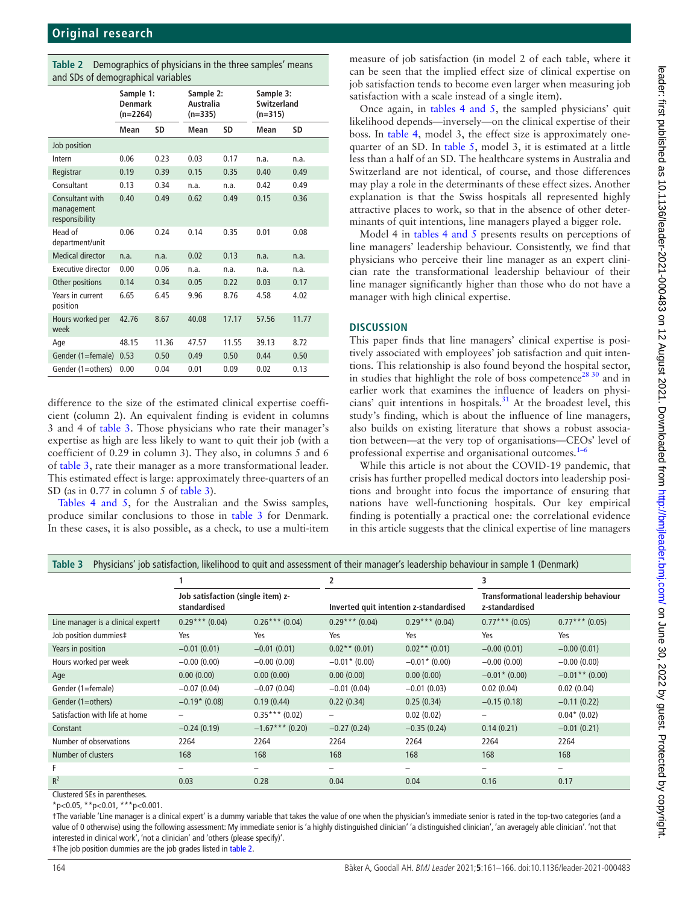**Table 2** Demographics of physicians in the three samples' means and SDs of demographical variables

| | Sample 1: Denmark (n=2264) | | Sample 2: Australia (n=335) | | Sample 3: Switzerland (n=315) | |
|---|---|---|---|---|---|---|
| | Mean | SD | Mean | SD | Mean | SD |
| Job position | | | | | | |
| Intern | 0.06 | 0.23 | 0.03 | 0.17 | n.a. | n.a. |
| Registrar | 0.19 | 0.39 | 0.15 | 0.35 | 0.40 | 0.49 |
| Consultant | 0.13 | 0.34 | n.a. | n.a. | 0.42 | 0.49 |
| Consultant with management responsibility | 0.40 | 0.49 | 0.62 | 0.49 | 0.15 | 0.36 |
| Head of department/unit | 0.06 | 0.24 | 0.14 | 0.35 | 0.01 | 0.08 |
| Medical director | n.a. | n.a. | 0.02 | 0.13 | n.a. | n.a. |
| Executive director | 0.00 | 0.06 | n.a. | n.a. | n.a. | n.a. |
| Other positions | 0.14 | 0.34 | 0.05 | 0.22 | 0.03 | 0.17 |
| Years in current position | 6.65 | 6.45 | 9.96 | 8.76 | 4.58 | 4.02 |
| Hours worked per week | 42.76 | 8.67 | 40.08 | 17.17 | 57.56 | 11.77 |
| Age | 48.15 | 11.36 | 47.57 | 11.55 | 39.13 | 8.72 |
| Gender (1=female) | 0.53 | 0.50 | 0.49 | 0.50 | 0.44 | 0.50 |
| Gender (1=others) | 0.00 | 0.04 | 0.01 | 0.09 | 0.02 | 0.13 |

difference to the size of the estimated clinical expertise coefficient (column 2). An equivalent finding is evident in columns 3 and 4 of table 3. Those physicians who rate their manager's expertise as high are less likely to want to quit their job (with a coefficient of 0.29 in column 3). They also, in columns 5 and 6 of table 3, rate their manager as a more transformational leader. This estimated effect is large: approximately three-quarters of an SD (as in 0.77 in column 5 of table 3).

Tables 4 and 5, for the Australian and the Swiss samples, produce similar conclusions to those in table 3 for Denmark. In these cases, it is also possible, as a check, to use a multi-item measure of job satisfaction (in model 2 of each table, where it can be seen that the implied effect size of clinical expertise on job satisfaction tends to become even larger when measuring job satisfaction with a scale instead of a single item).

Once again, in tables 4 and 5, the sampled physicians' quit likelihood depends—inversely—on the clinical expertise of their boss. In table 4, model 3, the effect size is approximately one-quarter of an SD. In table 5, model 3, it is estimated at a little less than a half of an SD. The healthcare systems in Australia and Switzerland are not identical, of course, and those differences may play a role in the determinants of these effect sizes. Another explanation is that the Swiss hospitals all represented highly attractive places to work, so that in the absence of other determinants of quit intentions, line managers played a bigger role.

Model 4 in tables 4 and 5 presents results on perceptions of line managers' leadership behaviour. Consistently, we find that physicians who perceive their line manager as an expert clinician rate the transformational leadership behaviour of their line manager significantly higher than those who do not have a manager with high clinical expertise.

## DISCUSSION

This paper finds that line managers' clinical expertise is positively associated with employees' job satisfaction and quit intentions. This relationship is also found beyond the hospital sector, in studies that highlight the role of boss competence[28 30] and in earlier work that examines the influence of leaders on physicians' quit intentions in hospitals.[31] At the broadest level, this study's finding, which is about the influence of line managers, also builds on existing literature that shows a robust association between—at the very top of organisations—CEOs' level of professional expertise and organisational outcomes.[1–6]

While this article is not about the COVID-19 pandemic, that crisis has further propelled medical doctors into leadership positions and brought into focus the importance of ensuring that nations have well-functioning hospitals. Our key empirical finding is potentially a practical one: the correlational evidence in this article suggests that the clinical expertise of line managers

**Table 3** Physicians' job satisfaction, likelihood to quit and assessment of their manager's leadership behaviour in sample 1 (Denmark)

| | 1 | | 2 | | 3 | |
|---|---|---|---|---|---|---|
| | Job satisfaction (single item) z-standardised | | Inverted quit intention z-standardised | | Transformational leadership behaviour z-standardised | |
| Line manager is a clinical expert† | 0.29*** (0.04) | 0.26*** (0.04) | 0.29*** (0.04) | 0.29*** (0.04) | 0.77*** (0.05) | 0.77*** (0.05) |
| Job position dummies‡ | Yes | Yes | Yes | Yes | Yes | Yes |
| Years in position | −0.01 (0.01) | −0.01 (0.01) | 0.02** (0.01) | 0.02** (0.01) | −0.00 (0.01) | −0.00 (0.01) |
| Hours worked per week | −0.00 (0.00) | −0.00 (0.00) | −0.01* (0.00) | −0.01* (0.00) | −0.00 (0.00) | −0.00 (0.00) |
| Age | 0.00 (0.00) | 0.00 (0.00) | 0.00 (0.00) | 0.00 (0.00) | −0.01* (0.00) | −0.01** (0.00) |
| Gender (1=female) | −0.07 (0.04) | −0.07 (0.04) | −0.01 (0.04) | −0.01 (0.03) | 0.02 (0.04) | 0.02 (0.04) |
| Gender (1=others) | −0.19* (0.08) | 0.19 (0.44) | 0.22 (0.34) | 0.25 (0.34) | −0.15 (0.18) | −0.11 (0.22) |
| Satisfaction with life at home | – | 0.35*** (0.02) | – | 0.02 (0.02) | – | 0.04* (0.02) |
| Constant | −0.24 (0.19) | −1.67*** (0.20) | −0.27 (0.24) | −0.35 (0.24) | 0.14 (0.21) | −0.01 (0.21) |
| Number of observations | 2264 | 2264 | 2264 | 2264 | 2264 | 2264 |
| Number of clusters | 168 | 168 | 168 | 168 | 168 | 168 |
| F | – | – | – | – | – | – |
| $R^2$ | 0.03 | 0.28 | 0.04 | 0.04 | 0.16 | 0.17 |

Clustered SEs in parentheses.

*p<0.05, **p<0.01, ***p<0.001.

†The variable 'Line manager is a clinical expert' is a dummy variable that takes the value of one when the physician's immediate senior is rated in the top-two categories (and a value of 0 otherwise) using the following assessment: My immediate senior is 'a highly distinguished clinician' 'a distinguished clinician', 'an averagely able clinician'. 'not that interested in clinical work', 'not a clinician' and 'others (please specify)'.

‡The job position dummies are the job grades listed in table 2.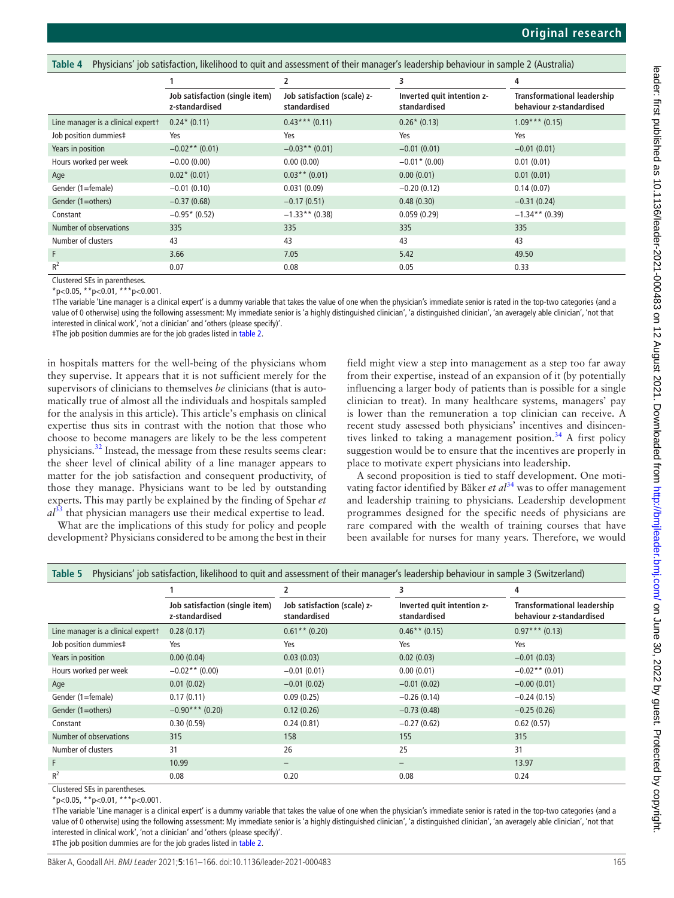**Table 4** Physicians' job satisfaction, likelihood to quit and assessment of their manager's leadership behaviour in sample 2 (Australia)

| | 1 | 2 | 3 | 4 |
|---|---|---|---|---|
| | Job satisfaction (single item) z-standardised | Job satisfaction (scale) z-standardised | Inverted quit intention z-standardised | Transformational leadership behaviour z-standardised |
| Line manager is a clinical expert† | 0.24* (0.11) | 0.43*** (0.11) | 0.26* (0.13) | 1.09*** (0.15) |
| Job position dummies‡ | Yes | Yes | Yes | Yes |
| Years in position | −0.02** (0.01) | −0.03** (0.01) | −0.01 (0.01) | −0.01 (0.01) |
| Hours worked per week | −0.00 (0.00) | 0.00 (0.00) | −0.01* (0.00) | 0.01 (0.01) |
| Age | 0.02* (0.01) | 0.03** (0.01) | 0.00 (0.01) | 0.01 (0.01) |
| Gender (1=female) | −0.01 (0.10) | 0.031 (0.09) | −0.20 (0.12) | 0.14 (0.07) |
| Gender (1=others) | −0.37 (0.68) | −0.17 (0.51) | 0.48 (0.30) | −0.31 (0.24) |
| Constant | −0.95* (0.52) | −1.33** (0.38) | 0.059 (0.29) | −1.34** (0.39) |
| Number of observations | 335 | 335 | 335 | 335 |
| Number of clusters | 43 | 43 | 43 | 43 |
| F | 3.66 | 7.05 | 5.42 | 49.50 |
| $R^2$ | 0.07 | 0.08 | 0.05 | 0.33 |

Clustered SEs in parentheses.

*p<0.05, **p<0.01, ***p<0.001.

†The variable 'Line manager is a clinical expert' is a dummy variable that takes the value of one when the physician's immediate senior is rated in the top-two categories (and a value of 0 otherwise) using the following assessment: My immediate senior is 'a highly distinguished clinician', 'a distinguished clinician', 'an averagely able clinician', 'not that interested in clinical work', 'not a clinician' and 'others (please specify)'.

‡The job position dummies are for the job grades listed in table 2.

in hospitals matters for the well-being of the physicians whom they supervise. It appears that it is not sufficient merely for the supervisors of clinicians to themselves *be* clinicians (that is automatically true of almost all the individuals and hospitals sampled for the analysis in this article). This article's emphasis on clinical expertise thus sits in contrast with the notion that those who choose to become managers are likely to be the less competent physicians.[32] Instead, the message from these results seems clear: the sheer level of clinical ability of a line manager appears to matter for the job satisfaction and consequent productivity, of those they manage. Physicians want to be led by outstanding experts. This may partly be explained by the finding of Spehar *et al*[33] that physician managers use their medical expertise to lead.

What are the implications of this study for policy and people development? Physicians considered to be among the best in their field might view a step into management as a step too far away from their expertise, instead of an expansion of it (by potentially influencing a larger body of patients than is possible for a single clinician to treat). In many healthcare systems, managers' pay is lower than the remuneration a top clinician can receive. A recent study assessed both physicians' incentives and disincentives linked to taking a management position.[34] A first policy suggestion would be to ensure that the incentives are properly in place to motivate expert physicians into leadership.

A second proposition is tied to staff development. One motivating factor identified by Bäker *et al*[34] was to offer management and leadership training to physicians. Leadership development programmes designed for the specific needs of physicians are rare compared with the wealth of training courses that have been available for nurses for many years. Therefore, we would

**Table 5** Physicians' job satisfaction, likelihood to quit and assessment of their manager's leadership behaviour in sample 3 (Switzerland)

| | 1 | 2 | 3 | 4 |
|---|---|---|---|---|
| | Job satisfaction (single item) z-standardised | Job satisfaction (scale) z-standardised | Inverted quit intention z-standardised | Transformational leadership behaviour z-standardised |
| Line manager is a clinical expert† | 0.28 (0.17) | 0.61** (0.20) | 0.46** (0.15) | 0.97*** (0.13) |
| Job position dummies‡ | Yes | Yes | Yes | Yes |
| Years in position | 0.00 (0.04) | 0.03 (0.03) | 0.02 (0.03) | −0.01 (0.03) |
| Hours worked per week | −0.02** (0.00) | −0.01 (0.01) | 0.00 (0.01) | −0.02** (0.01) |
| Age | 0.01 (0.02) | −0.01 (0.02) | −0.01 (0.02) | −0.00 (0.01) |
| Gender (1=female) | 0.17 (0.11) | 0.09 (0.25) | −0.26 (0.14) | −0.24 (0.15) |
| Gender (1=others) | −0.90*** (0.20) | 0.12 (0.26) | −0.73 (0.48) | −0.25 (0.26) |
| Constant | 0.30 (0.59) | 0.24 (0.81) | −0.27 (0.62) | 0.62 (0.57) |
| Number of observations | 315 | 158 | 155 | 315 |
| Number of clusters | 31 | 26 | 25 | 31 |
| F | 10.99 | – | – | 13.97 |
| $R^2$ | 0.08 | 0.20 | 0.08 | 0.24 |

Clustered SEs in parentheses.

*p<0.05, **p<0.01, ***p<0.001.

†The variable 'Line manager is a clinical expert' is a dummy variable that takes the value of one when the physician's immediate senior is rated in the top-two categories (and a value of 0 otherwise) using the following assessment: My immediate senior is 'a highly distinguished clinician', 'a distinguished clinician', 'an averagely able clinician', 'not that interested in clinical work', 'not a clinician' and 'others (please specify)'.

‡The job position dummies are for the job grades listed in table 2.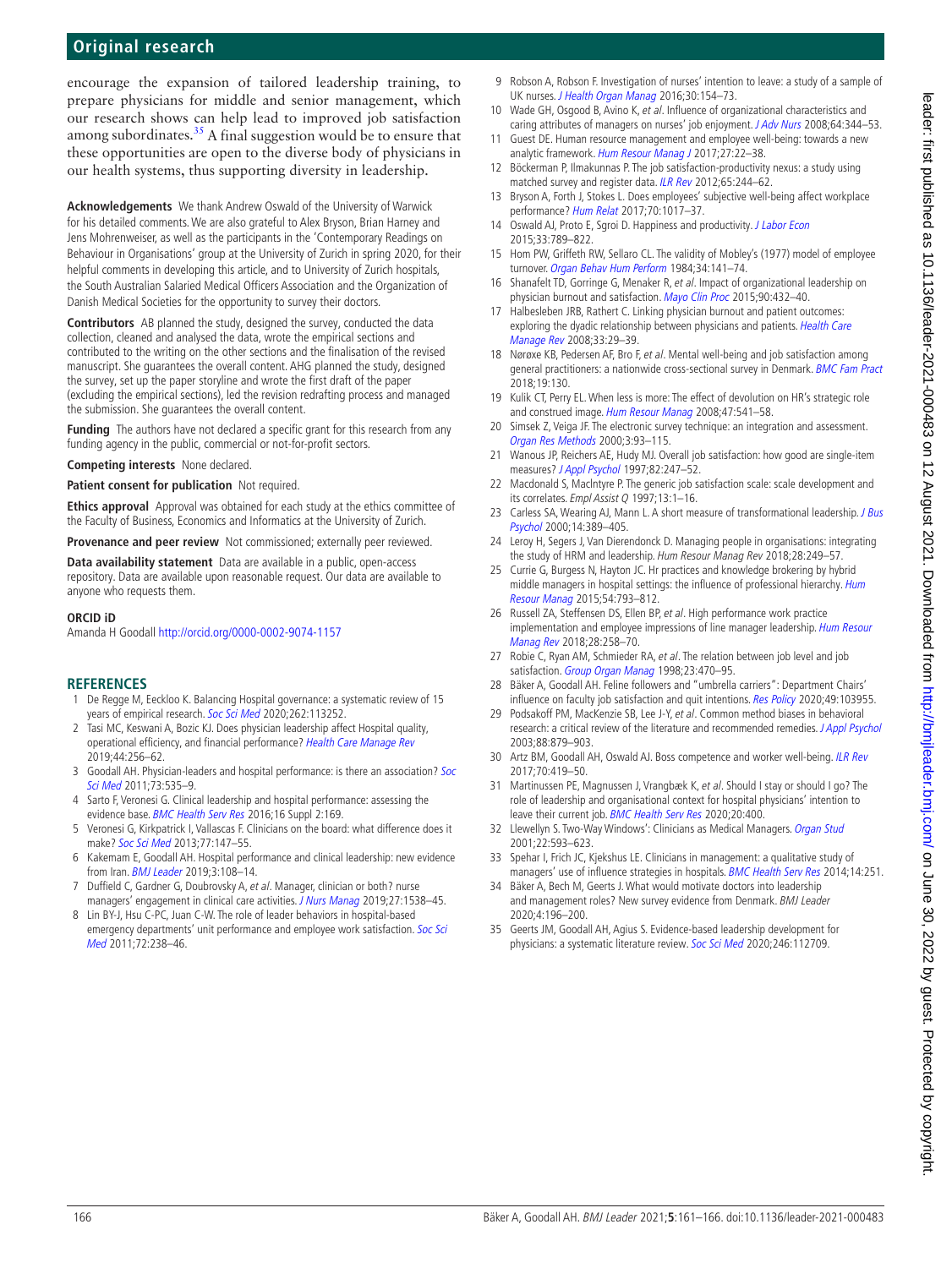encourage the expansion of tailored leadership training, to prepare physicians for middle and senior management, which our research shows can help lead to improved job satisfaction among subordinates.[35] A final suggestion would be to ensure that these opportunities are open to the diverse body of physicians in our health systems, thus supporting diversity in leadership.

**Acknowledgements** We thank Andrew Oswald of the University of Warwick for his detailed comments. We are also grateful to Alex Bryson, Brian Harney and Jens Mohrenweiser, as well as the participants in the 'Contemporary Readings on Behaviour in Organisations' group at the University of Zurich in spring 2020, for their helpful comments in developing this article, and to University of Zurich hospitals, the South Australian Salaried Medical Officers Association and the Organization of Danish Medical Societies for the opportunity to survey their doctors.

**Contributors** AB planned the study, designed the survey, conducted the data collection, cleaned and analysed the data, wrote the empirical sections and contributed to the writing on the other sections and the finalisation of the revised manuscript. She guarantees the overall content. AHG planned the study, designed the survey, set up the paper storyline and wrote the first draft of the paper (excluding the empirical sections), led the revision redrafting process and managed the submission. She guarantees the overall content.

**Funding** The authors have not declared a specific grant for this research from any funding agency in the public, commercial or not-for-profit sectors.

**Competing interests** None declared.

**Patient consent for publication** Not required.

**Ethics approval** Approval was obtained for each study at the ethics committee of the Faculty of Business, Economics and Informatics at the University of Zurich.

**Provenance and peer review** Not commissioned; externally peer reviewed.

**Data availability statement** Data are available in a public, open-access repository. Data are available upon reasonable request. Our data are available to anyone who requests them.

**ORCID iD**

Amanda H Goodall http://orcid.org/0000-0002-9074-1157

## REFERENCES

1. De Regge M, Eeckloo K. Balancing Hospital governance: a systematic review of 15 years of empirical research. *Soc Sci Med* 2020;262:113252.
2. Tasi MC, Keswani A, Bozic KJ. Does physician leadership affect Hospital quality, operational efficiency, and financial performance? *Health Care Manage Rev* 2019;44:256–62.
3. Goodall AH. Physician-leaders and hospital performance: is there an association? *Soc Sci Med* 2011;73:535–9.
4. Sarto F, Veronesi G. Clinical leadership and hospital performance: assessing the evidence base. *BMC Health Serv Res* 2016;16 Suppl 2:169.
5. Veronesi G, Kirkpatrick I, Vallascas F. Clinicians on the board: what difference does it make? *Soc Sci Med* 2013;77:147–55.
6. Kakemam E, Goodall AH. Hospital performance and clinical leadership: new evidence from Iran. *BMJ Leader* 2019;3:108–14.
7. Duffield C, Gardner G, Doubrovsky A, *et al*. Manager, clinician or both? nurse managers' engagement in clinical care activities. *J Nurs Manag* 2019;27:1538–45.
8. Lin BY-J, Hsu C-PC, Juan C-W. The role of leader behaviors in hospital-based emergency departments' unit performance and employee work satisfaction. *Soc Sci Med* 2011;72:238–46.
9. Robson A, Robson F. Investigation of nurses' intention to leave: a study of a sample of UK nurses. *J Health Organ Manag* 2016;30:154–73.
10. Wade GH, Osgood B, Avino K, *et al*. Influence of organizational characteristics and caring attributes of managers on nurses' job enjoyment. *J Adv Nurs* 2008;64:344–53.
11. Guest DE. Human resource management and employee well-being: towards a new analytic framework. *Hum Resour Manag J* 2017;27:22–38.
12. Böckerman P, Ilmakunnas P. The job satisfaction-productivity nexus: a study using matched survey and register data. *ILR Rev* 2012;65:244–62.
13. Bryson A, Forth J, Stokes L. Does employees' subjective well-being affect workplace performance? *Hum Relat* 2017;70:1017–37.
14. Oswald AJ, Proto E, Sgroi D. Happiness and productivity. *J Labor Econ* 2015;33:789–822.
15. Hom PW, Griffeth RW, Sellaro CL. The validity of Mobley's (1977) model of employee turnover. *Organ Behav Hum Perform* 1984;34:141–74.
16. Shanafelt TD, Gorringe G, Menaker R, *et al*. Impact of organizational leadership on physician burnout and satisfaction. *Mayo Clin Proc* 2015;90:432–40.
17. Halbesleben JRB, Rathert C. Linking physician burnout and patient outcomes: exploring the dyadic relationship between physicians and patients. *Health Care Manage Rev* 2008;33:29–39.
18. Nørøxe KB, Pedersen AF, Bro F, *et al*. Mental well-being and job satisfaction among general practitioners: a nationwide cross-sectional survey in Denmark. *BMC Fam Pract* 2018;19:130.
19. Kulik CT, Perry EL. When less is more: The effect of devolution on HR's strategic role and construed image. *Hum Resour Manag* 2008;47:541–58.
20. Simsek Z, Veiga JF. The electronic survey technique: an integration and assessment. *Organ Res Methods* 2000;3:93–115.
21. Wanous JP, Reichers AE, Hudy MJ. Overall job satisfaction: how good are single-item measures? *J Appl Psychol* 1997;82:247–52.
22. Macdonald S, MacIntyre P. The generic job satisfaction scale: scale development and its correlates. *Empl Assist Q* 1997;13:1–16.
23. Carless SA, Wearing AJ, Mann L. A short measure of transformational leadership. *J Bus Psychol* 2000;14:389–405.
24. Leroy H, Segers J, Van Dierendonck D. Managing people in organisations: integrating the study of HRM and leadership. *Hum Resour Manag Rev* 2018;28:249–57.
25. Currie G, Burgess N, Hayton JC. Hr practices and knowledge brokering by hybrid middle managers in hospital settings: the influence of professional hierarchy. *Hum Resour Manag* 2015;54:793–812.
26. Russell ZA, Steffensen DS, Ellen BP, *et al*. High performance work practice implementation and employee impressions of line manager leadership. *Hum Resour Manag Rev* 2018;28:258–70.
27. Robie C, Ryan AM, Schmieder RA, *et al*. The relation between job level and job satisfaction. *Group Organ Manag* 1998;23:470–95.
28. Bäker A, Goodall AH. Feline followers and "umbrella carriers": Department Chairs' influence on faculty job satisfaction and quit intentions. *Res Policy* 2020;49:103955.
29. Podsakoff PM, MacKenzie SB, Lee J-Y, *et al*. Common method biases in behavioral research: a critical review of the literature and recommended remedies. *J Appl Psychol* 2003;88:879–903.
30. Artz BM, Goodall AH, Oswald AJ. Boss competence and worker well-being. *ILR Rev* 2017;70:419–50.
31. Martinussen PE, Magnussen J, Vrangbæk K, *et al*. Should I stay or should I go? The role of leadership and organisational context for hospital physicians' intention to leave their current job. *BMC Health Serv Res* 2020;20:400.
32. Llewellyn S. Two-Way Windows': Clinicians as Medical Managers. *Organ Stud* 2001;22:593–623.
33. Spehar I, Frich JC, Kjekshus LE. Clinicians in management: a qualitative study of managers' use of influence strategies in hospitals. *BMC Health Serv Res* 2014;14:251.
34. Bäker A, Bech M, Geerts J. What would motivate doctors into leadership and management roles? New survey evidence from Denmark. *BMJ Leader* 2020;4:196–200.
35. Geerts JM, Goodall AH, Agius S. Evidence-based leadership development for physicians: a systematic literature review. *Soc Sci Med* 2020;246:112709.